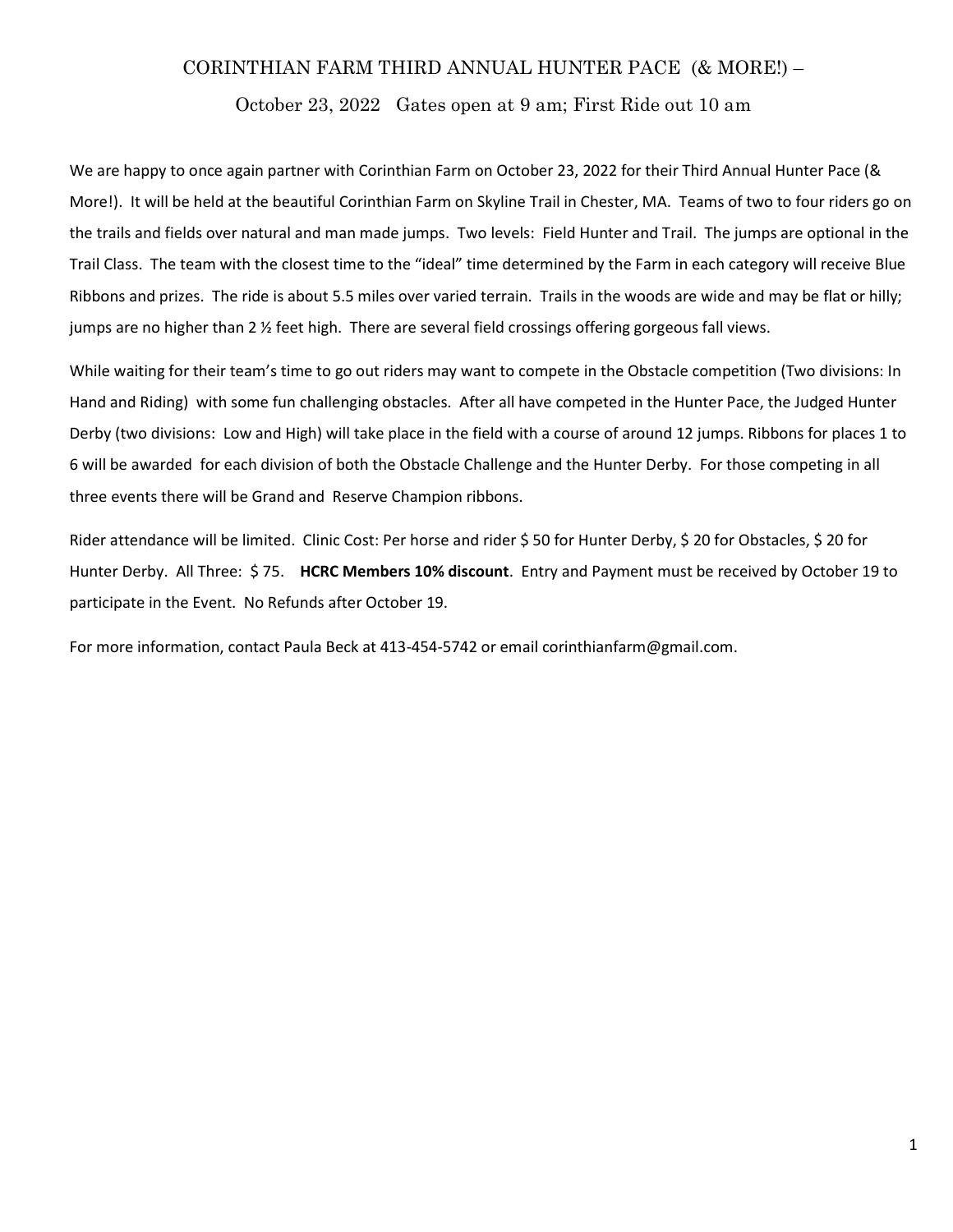# CORINTHIAN FARM THIRD ANNUAL HUNTER PACE (& MORE!) –

## October 23, 2022 Gates open at 9 am; First Ride out 10 am

We are happy to once again partner with Corinthian Farm on October 23, 2022 for their Third Annual Hunter Pace (& More!). It will be held at the beautiful Corinthian Farm on Skyline Trail in Chester, MA. Teams of two to four riders go on the trails and fields over natural and man made jumps. Two levels: Field Hunter and Trail. The jumps are optional in the Trail Class. The team with the closest time to the "ideal" time determined by the Farm in each category will receive Blue Ribbons and prizes. The ride is about 5.5 miles over varied terrain. Trails in the woods are wide and may be flat or hilly; jumps are no higher than 2 ½ feet high. There are several field crossings offering gorgeous fall views.

While waiting for their team's time to go out riders may want to compete in the Obstacle competition (Two divisions: In Hand and Riding) with some fun challenging obstacles. After all have competed in the Hunter Pace, the Judged Hunter Derby (two divisions: Low and High) will take place in the field with a course of around 12 jumps. Ribbons for places 1 to 6 will be awarded for each division of both the Obstacle Challenge and the Hunter Derby. For those competing in all three events there will be Grand and Reserve Champion ribbons.

Rider attendance will be limited. Clinic Cost: Per horse and rider $ 50 for Hunter Derby, $ 20 for Obstacles, $ 20 for Hunter Derby. All Three: $ 75. **HCRC Members 10% discount**. Entry and Payment must be received by October 19 to participate in the Event. No Refunds after October 19.

For more information, contact Paula Beck at 413-454-5742 or email corinthianfarm@gmail.com.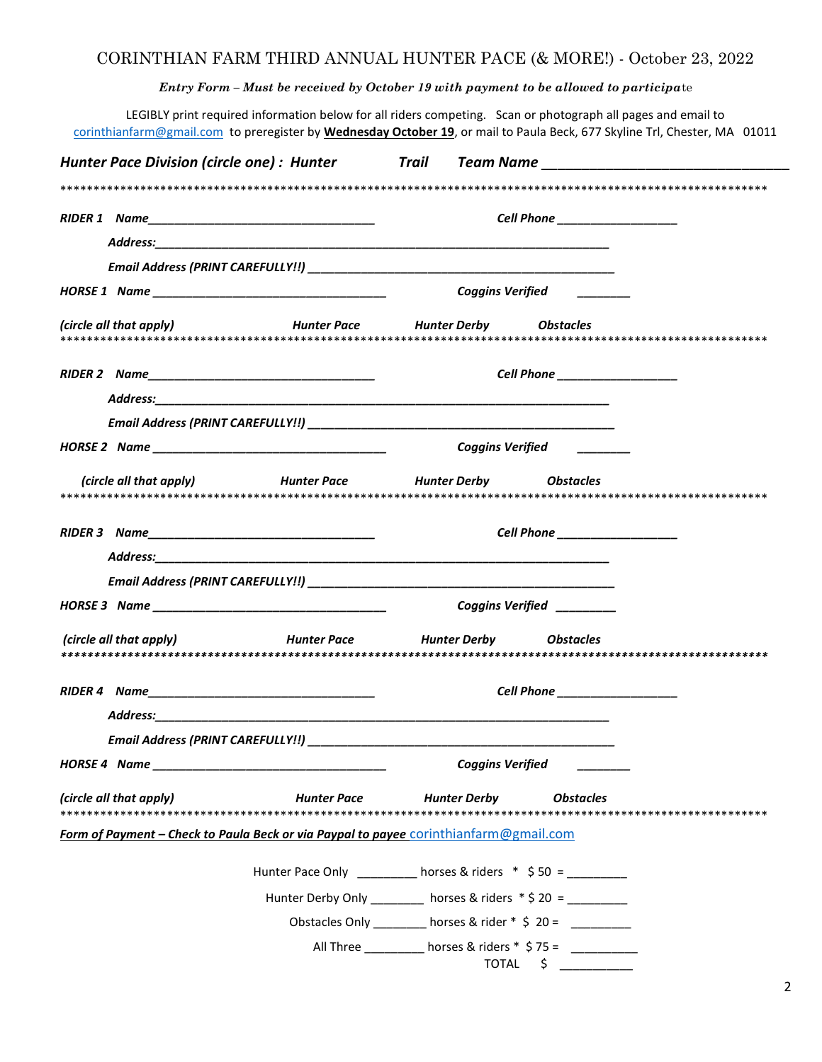# CORINTHIAN FARM THIRD ANNUAL HUNTER PACE (& MORE!) - October 23, 2022

***Entry Form – Must be received by October 19 with payment to be allowed to participate***

LEGIBLY print required information below for all riders competing. Scan or photograph all pages and email to corinthianfarm@gmail.com to preregister by **Wednesday October 19**, or mail to Paula Beck, 677 Skyline Trl, Chester, MA 01011

***Hunter Pace Division (circle one) : Hunter Trail Team Name ______________________________***

*****************************************************************************************************

***RIDER 1 Name________________________________ Cell Phone _________________***

***Address:_______________________________________________________________***

***Email Address (PRINT CAREFULLY!!) ________________________________________***

***HORSE 1 Name __________________________________ Coggins Verified ________***

***(circle all that apply) Hunter Pace Hunter Derby Obstacles***

*****************************************************************************************************

***RIDER 2 Name________________________________ Cell Phone _________________***

***Address:_______________________________________________________________***

***Email Address (PRINT CAREFULLY!!) ________________________________________***

***HORSE 2 Name __________________________________ Coggins Verified ________***

***(circle all that apply) Hunter Pace Hunter Derby Obstacles***

*****************************************************************************************************

***RIDER 3 Name________________________________ Cell Phone _________________***

***Address:_______________________________________________________________***

***Email Address (PRINT CAREFULLY!!) ________________________________________***

***HORSE 3 Name __________________________________ Coggins Verified ________***

***(circle all that apply) Hunter Pace Hunter Derby Obstacles***

*****************************************************************************************************

***RIDER 4 Name________________________________ Cell Phone _________________***

***Address:_______________________________________________________________***

***Email Address (PRINT CAREFULLY!!) ________________________________________***

***HORSE 4 Name __________________________________ Coggins Verified ________***

***(circle all that apply) Hunter Pace Hunter Derby Obstacles***

*****************************************************************************************************

***Form of Payment – Check to Paula Beck or via Paypal to payee*** corinthianfarm@gmail.com

Hunter Pace Only _________ horses & riders * $ 50 = _________

Hunter Derby Only ________ horses & riders * $ 20 = _________

Obstacles Only ________ horses & rider * $ 20 = _________

All Three _________ horses & riders * $ 75 = __________

TOTAL $ ___________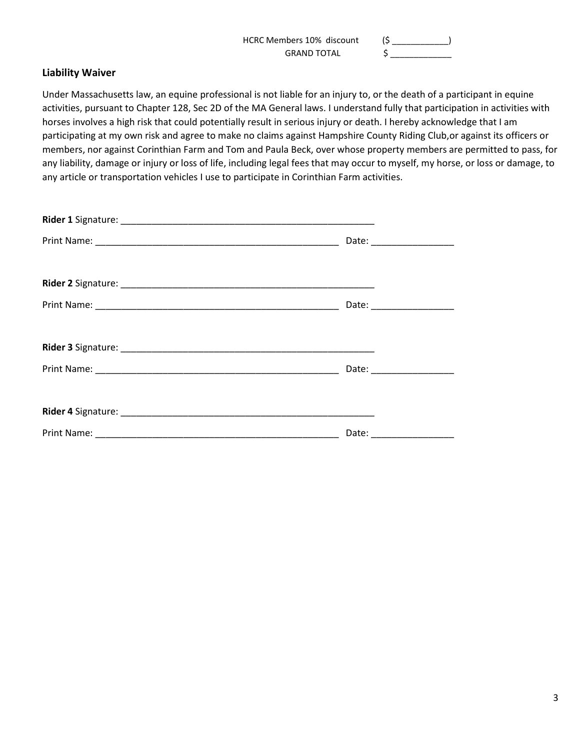HCRC Members 10% discount (\$ ____________)
GRAND TOTAL \$ _____________

**Liability Waiver**

Under Massachusetts law, an equine professional is not liable for an injury to, or the death of a participant in equine activities, pursuant to Chapter 128, Sec 2D of the MA General laws. I understand fully that participation in activities with horses involves a high risk that could potentially result in serious injury or death. I hereby acknowledge that I am participating at my own risk and agree to make no claims against Hampshire County Riding Club,or against its officers or members, nor against Corinthian Farm and Tom and Paula Beck, over whose property members are permitted to pass, for any liability, damage or injury or loss of life, including legal fees that may occur to myself, my horse, or loss or damage, to any article or transportation vehicles I use to participate in Corinthian Farm activities.

**Rider 1** Signature: ____________________________________________________

Print Name: _________________________________________________ Date: ________________

**Rider 2** Signature: ____________________________________________________

Print Name: _________________________________________________ Date: ________________

**Rider 3** Signature: ____________________________________________________

Print Name: _________________________________________________ Date: ________________

**Rider 4** Signature: ____________________________________________________

Print Name: _________________________________________________ Date: ________________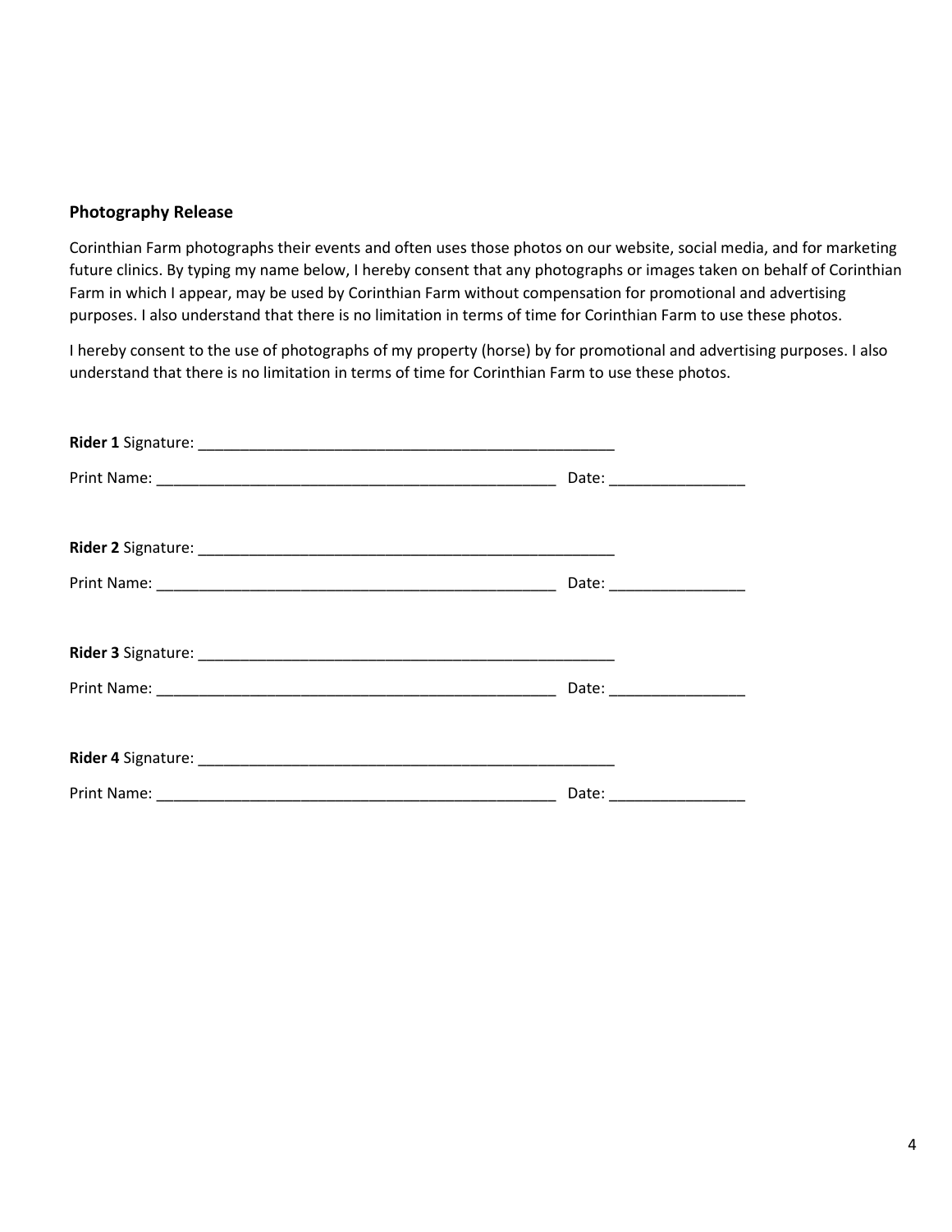**Photography Release**

Corinthian Farm photographs their events and often uses those photos on our website, social media, and for marketing future clinics. By typing my name below, I hereby consent that any photographs or images taken on behalf of Corinthian Farm in which I appear, may be used by Corinthian Farm without compensation for promotional and advertising purposes. I also understand that there is no limitation in terms of time for Corinthian Farm to use these photos.

I hereby consent to the use of photographs of my property (horse) by for promotional and advertising purposes. I also understand that there is no limitation in terms of time for Corinthian Farm to use these photos.

**Rider 1** Signature: ____________________________________________________

Print Name: __________________________________________________ Date: ________________

**Rider 2** Signature: ____________________________________________________

Print Name: __________________________________________________ Date: ________________

**Rider 3** Signature: ____________________________________________________

Print Name: __________________________________________________ Date: ________________

**Rider 4** Signature: ____________________________________________________

Print Name: __________________________________________________ Date: ________________